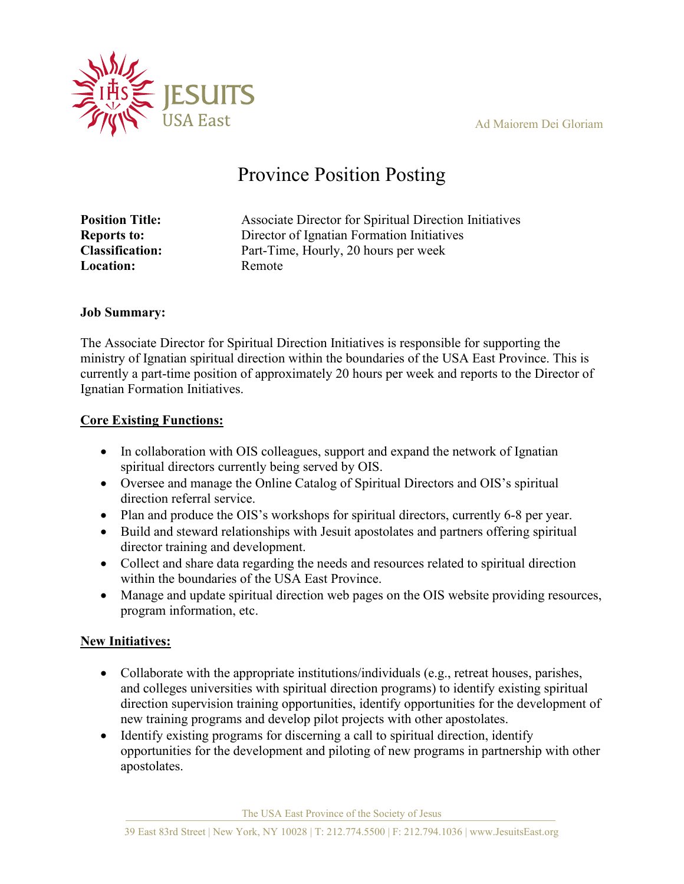JESUITS USA East

Ad Maiorem Dei Gloriam

# Province Position Posting

**Position Title:** Associate Director for Spiritual Direction Initiatives
**Reports to:** Director of Ignatian Formation Initiatives
**Classification:** Part-Time, Hourly, 20 hours per week
**Location:** Remote

**Job Summary:**

The Associate Director for Spiritual Direction Initiatives is responsible for supporting the ministry of Ignatian spiritual direction within the boundaries of the USA East Province. This is currently a part-time position of approximately 20 hours per week and reports to the Director of Ignatian Formation Initiatives.

**Core Existing Functions:**

- In collaboration with OIS colleagues, support and expand the network of Ignatian spiritual directors currently being served by OIS.
- Oversee and manage the Online Catalog of Spiritual Directors and OIS's spiritual direction referral service.
- Plan and produce the OIS's workshops for spiritual directors, currently 6-8 per year.
- Build and steward relationships with Jesuit apostolates and partners offering spiritual director training and development.
- Collect and share data regarding the needs and resources related to spiritual direction within the boundaries of the USA East Province.
- Manage and update spiritual direction web pages on the OIS website providing resources, program information, etc.

**New Initiatives:**

- Collaborate with the appropriate institutions/individuals (e.g., retreat houses, parishes, and colleges universities with spiritual direction programs) to identify existing spiritual direction supervision training opportunities, identify opportunities for the development of new training programs and develop pilot projects with other apostolates.
- Identify existing programs for discerning a call to spiritual direction, identify opportunities for the development and piloting of new programs in partnership with other apostolates.

The USA East Province of the Society of Jesus
39 East 83rd Street | New York, NY 10028 | T: 212.774.5500 | F: 212.794.1036 | www.JesuitsEast.org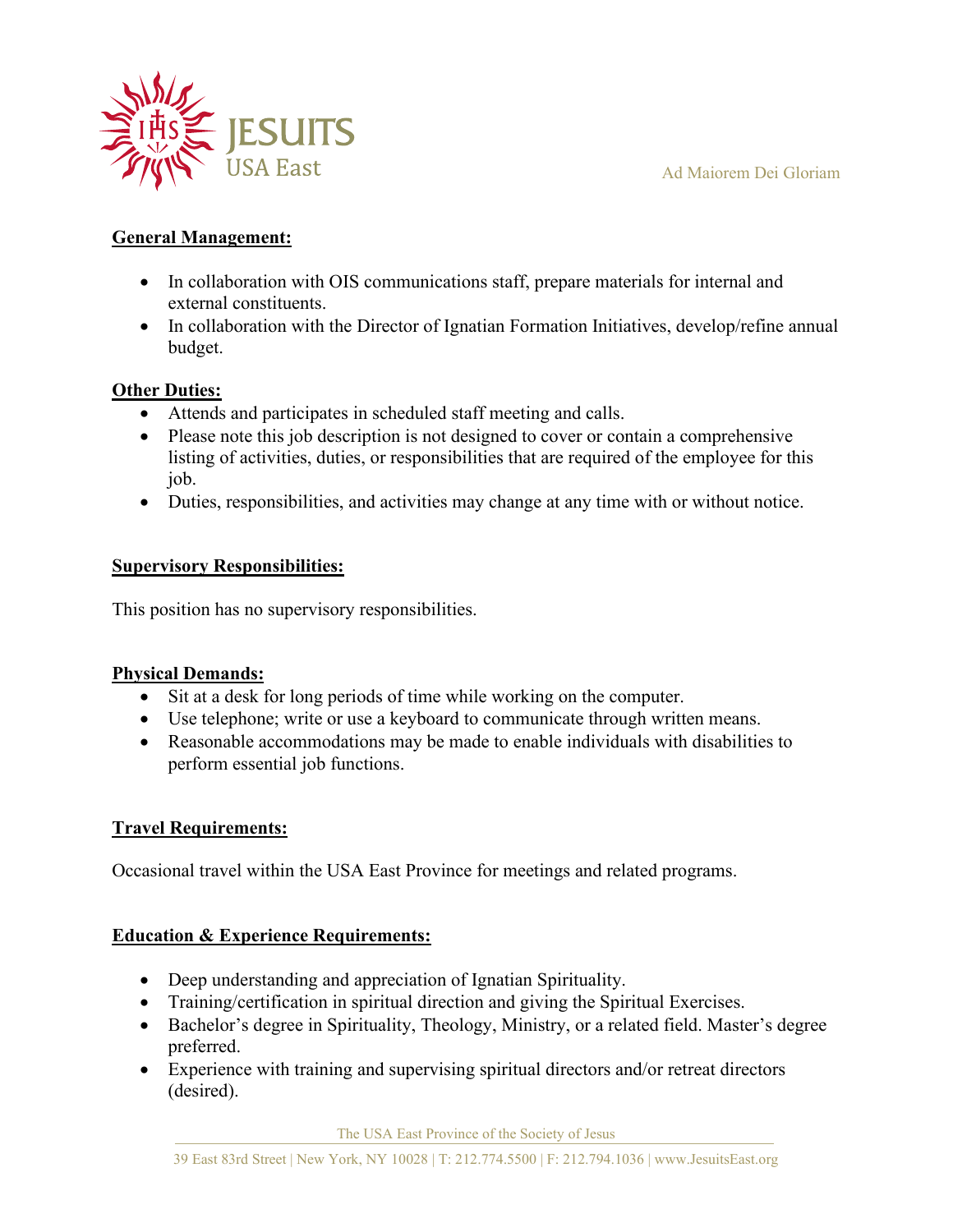**General Management:**

- In collaboration with OIS communications staff, prepare materials for internal and external constituents.
- In collaboration with the Director of Ignatian Formation Initiatives, develop/refine annual budget.

**Other Duties:**

- Attends and participates in scheduled staff meeting and calls.
- Please note this job description is not designed to cover or contain a comprehensive listing of activities, duties, or responsibilities that are required of the employee for this job.
- Duties, responsibilities, and activities may change at any time with or without notice.

**Supervisory Responsibilities:**

This position has no supervisory responsibilities.

**Physical Demands:**

- Sit at a desk for long periods of time while working on the computer.
- Use telephone; write or use a keyboard to communicate through written means.
- Reasonable accommodations may be made to enable individuals with disabilities to perform essential job functions.

**Travel Requirements:**

Occasional travel within the USA East Province for meetings and related programs.

**Education & Experience Requirements:**

- Deep understanding and appreciation of Ignatian Spirituality.
- Training/certification in spiritual direction and giving the Spiritual Exercises.
- Bachelor's degree in Spirituality, Theology, Ministry, or a related field. Master's degree preferred.
- Experience with training and supervising spiritual directors and/or retreat directors (desired).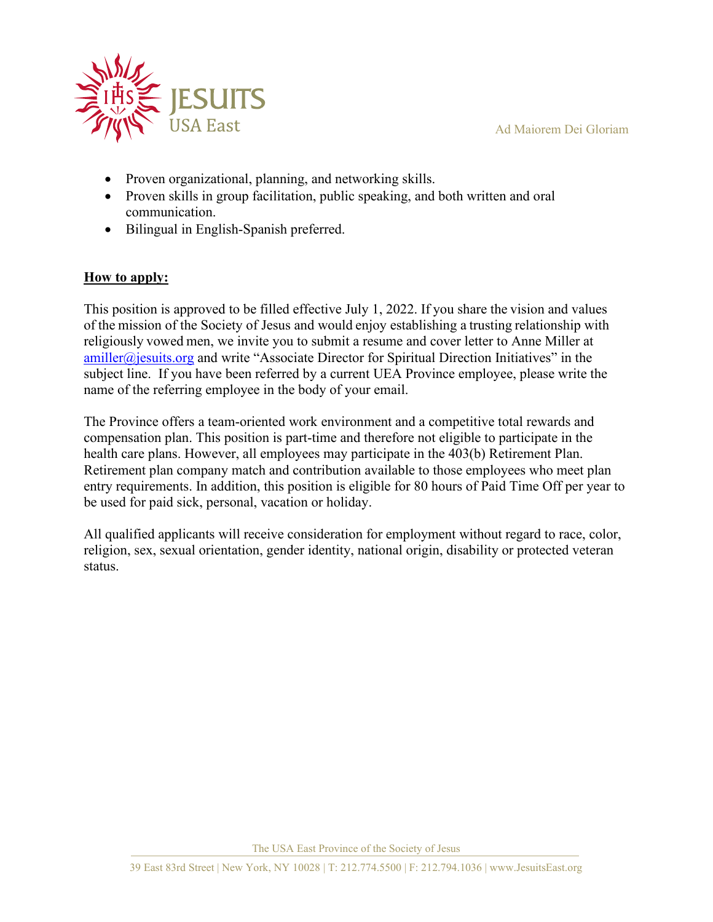- Proven organizational, planning, and networking skills.
- Proven skills in group facilitation, public speaking, and both written and oral communication.
- Bilingual in English-Spanish preferred.

**How to apply:**

This position is approved to be filled effective July 1, 2022. If you share the vision and values of the mission of the Society of Jesus and would enjoy establishing a trusting relationship with religiously vowed men, we invite you to submit a resume and cover letter to Anne Miller at amiller@jesuits.org and write "Associate Director for Spiritual Direction Initiatives" in the subject line. If you have been referred by a current UEA Province employee, please write the name of the referring employee in the body of your email.

The Province offers a team-oriented work environment and a competitive total rewards and compensation plan. This position is part-time and therefore not eligible to participate in the health care plans. However, all employees may participate in the 403(b) Retirement Plan. Retirement plan company match and contribution available to those employees who meet plan entry requirements. In addition, this position is eligible for 80 hours of Paid Time Off per year to be used for paid sick, personal, vacation or holiday.

All qualified applicants will receive consideration for employment without regard to race, color, religion, sex, sexual orientation, gender identity, national origin, disability or protected veteran status.